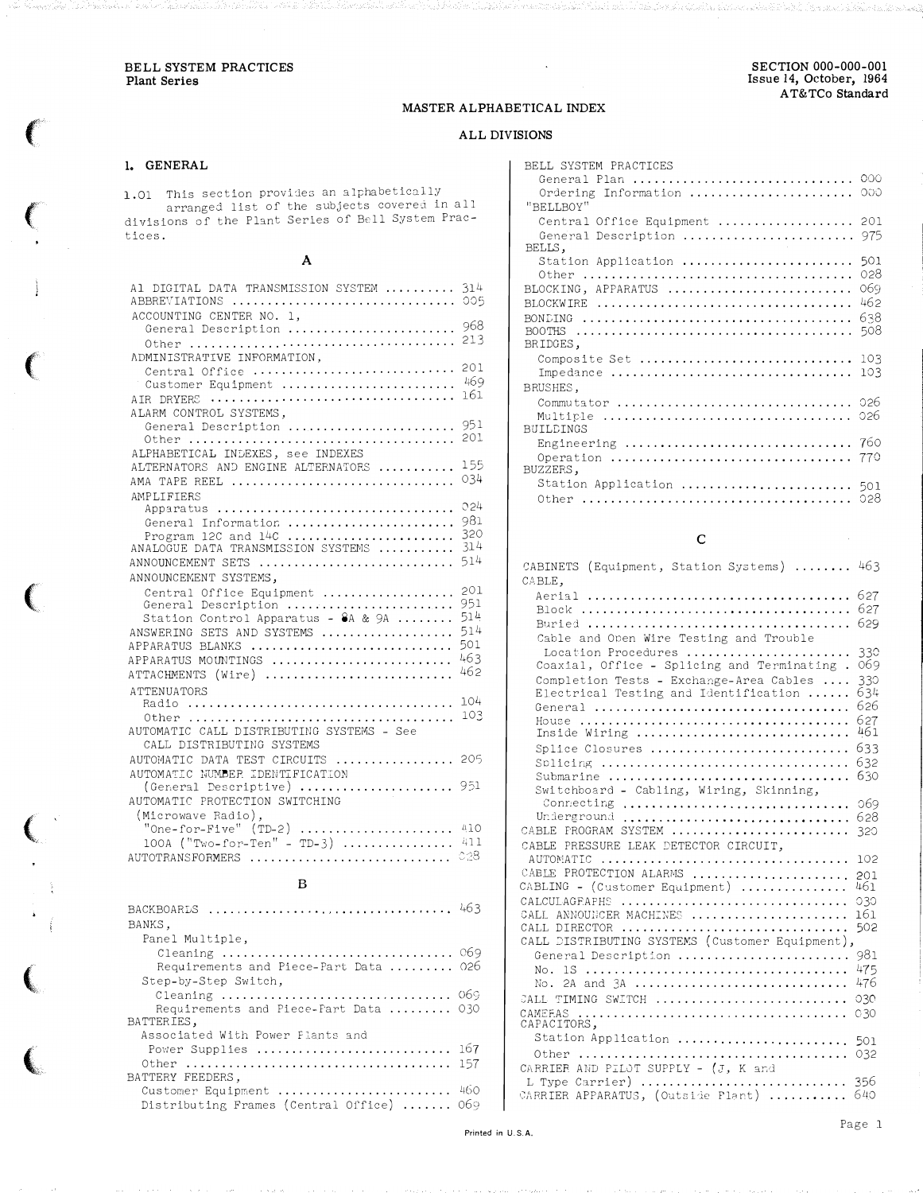BELL SYSTEM PRACTICES
Plant Series

SECTION 000-000-001
Issue 14, October, 1964
AT&TCo Standard

# MASTER ALPHABETICAL INDEX

## ALL DIVISIONS

## 1. GENERAL

1.01 This section provides an alphabetically arranged list of the subjects covered in all divisions of the Plant Series of Bell System Practices.

### A

A1 DIGITAL DATA TRANSMISSION SYSTEM .......... 314
ABBREVIATIONS .............................. 005
ACCOUNTING CENTER NO. 1,
  General Description ....................... 968
  Other .................................... 213
ADMINISTRATIVE INFORMATION,
  Central Office ............................ 201
  Customer Equipment ....................... 469
AIR DRYERS ................................ 161
ALARM CONTROL SYSTEMS,
  General Description ....................... 951
  Other .................................... 201
ALPHABETICAL INDEXES, see INDEXES
ALTERNATORS AND ENGINE ALTERNATORS .......... 155
AMA TAPE REEL .............................. 034
AMPLIFIERS
  Apparatus ................................ 024
  General Information ....................... 981
  Program 12C and 14C ....................... 320
ANALOGUE DATA TRANSMISSION SYSTEMS .......... 314
ANNOUNCEMENT SETS .......................... 514
ANNOUNCEMENT SYSTEMS,
  Central Office Equipment .................. 201
  General Description ....................... 951
  Station Control Apparatus - 8A & 9A ........ 514
ANSWERING SETS AND SYSTEMS .................. 514
APPARATUS BLANKS ........................... 501
APPARATUS MOUNTINGS ........................ 463
ATTACHMENTS (Wire) ......................... 462
ATTENUATORS
  Radio .................................... 104
  Other .................................... 103
AUTOMATIC CALL DISTRIBUTING SYSTEMS - See CALL DISTRIBUTING SYSTEMS
AUTOMATIC DATA TEST CIRCUITS ................ 205
AUTOMATIC NUMBER IDENTIFICATION (General Descriptive) ..................... 951
AUTOMATIC PROTECTION SWITCHING (Microwave Radio),
  "One-for-Five" (TD-2) ..................... 410
  100A ("Two-for-Ten" - TD-3) ............... 411
AUTOTRANSFORMERS ........................... 028

### B

BACKBOARDS ................................. 463
BANKS,
  Panel Multiple,
    Cleaning ................................ 069
    Requirements and Piece-Part Data ......... 026
  Step-by-Step Switch,
    Cleaning ................................ 069
    Requirements and Piece-Part Data ......... 030
BATTERIES,
  Associated With Power Plants and Power Supplies ........................... 167
  Other .................................... 157
BATTERY FEEDERS,
  Customer Equipment ........................ 460
  Distributing Frames (Central Office) ....... 069
BELL SYSTEM PRACTICES
  General Plan .............................. 000
  Ordering Information ...................... 000
"BELLBOY"
  Central Office Equipment .................. 201
  General Description ....................... 975
BELLS,
  Station Application ....................... 501
  Other .................................... 028
BLOCKING, APPARATUS ........................ 069
BLOCKWIRE .................................. 462
BONDING .................................... 638
BOOTHS ..................................... 508
BRIDGES,
  Composite Set ............................. 103
  Impedance ................................ 103
BRUSHES,
  Commutator ............................... 026
  Multiple ................................. 026
BUILDINGS
  Engineering ............................... 760
  Operation ................................ 770
BUZZERS,
  Station Application ....................... 501
  Other .................................... 028

### C

CABINETS (Equipment, Station Systems) ........ 463
CABLE,
  Aerial ................................... 627
  Block .................................... 627
  Buried ................................... 629
  Cable and Open Wire Testing and Trouble Location Procedures ...................... 330
  Coaxial, Office - Splicing and Terminating . 069
  Completion Tests - Exchange-Area Cables .... 330
  Electrical Testing and Identification ...... 634
  General .................................. 626
  House .................................... 627
  Inside Wiring ............................. 461
  Splice Closures ........................... 633
  Splicing ................................. 632
  Submarine ................................ 630
  Switchboard - Cabling, Wiring, Skinning, Connecting ............................... 069
  Underground .............................. 628
CABLE PROGRAM SYSTEM ........................ 320
CABLE PRESSURE LEAK DETECTOR CIRCUIT, AUTOMATIC ................................. 102
CABLE PROTECTION ALARMS ..................... 201
CABLING - (Customer Equipment) .............. 461
CALCULAGRAPHS .............................. 030
CALL ANNOUNCER MACHINES ..................... 161
CALL DIRECTOR .............................. 502
CALL DISTRIBUTING SYSTEMS (Customer Equipment),
  General Description ....................... 981
  No. 1S ................................... 475
  No. 2A and 3A ............................. 476
CALL TIMING SWITCH ......................... 030
CAMERAS .................................... 030
CAPACITORS,
  Station Application ....................... 501
  Other .................................... 032
CARRIER AND PILOT SUPPLY - (J, K and L Type Carrier) ............................ 356
CARRIER APPARATUS, (Outside Plant) .......... 640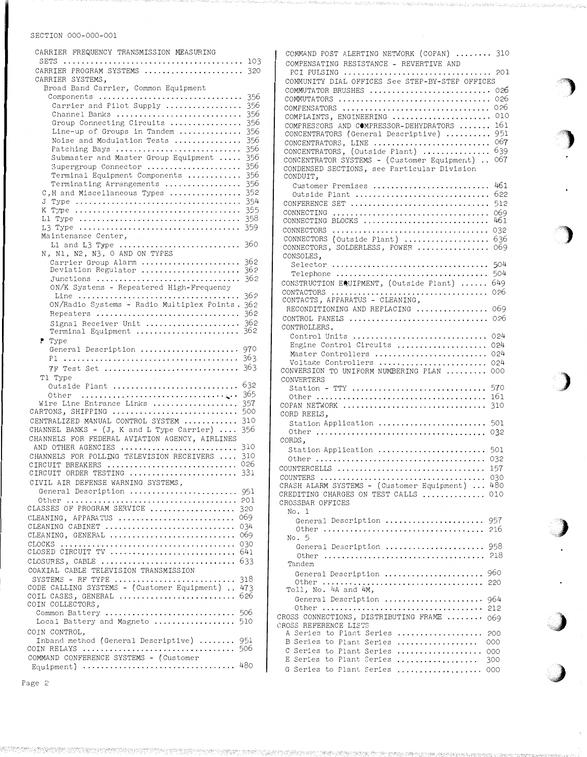CARRIER FREQUENCY TRANSMISSION MEASURING SETS ........ 103
CARRIER PROGRAM SYSTEMS ........ 320
CARRIER SYSTEMS,
- Broad Band Carrier, Common Equipment Components ........ 356
  - Carrier and Pilot Supply ........ 356
  - Channel Banks ........ 356
  - Group Connecting Circuits ........ 356
  - Line-up of Groups in Tandem ........ 356
  - Noise and Modulation Tests ........ 356
  - Patching Bays ........ 356
  - Submaster and Master Group Equipment ........ 356
  - Supergroup Connector ........ 356
  - Terminal Equipment Components ........ 356
  - Terminating Arrangements ........ 356
- C,H and Miscellaneous Types ........ 352
- J Type ........ 354
- K Type ........ 355
- L1 Type ........ 358
- L3 Type ........ 359
- Maintenance Center,
  - L1 and L3 Type ........ 360
- N, N1, N2, N3, O AND ON TYPES
  - Carrier Group Alarm ........ 362
  - Deviation Regulator ........ 362
  - Junctions ........ 362
  - ON/K Systems - Repeatered High-Frequency Line ........ 362
  - ON/Radio Systems - Radio Multiplex Points . 362
  - Repeaters ........ 362
  - Signal Receiver Unit ........ 362
  - Terminal Equipment ........ 362
- P Type
  - General Description ........ 970
  - P1 ........ 363
  - 7F Test Set ........ 363
- T1 Type
  - Outside Plant ........ 632
  - Other ........ 365
- Wire Line Entrance Links ........ 357

CARTONS, SHIPPING ........ 500
CENTRALIZED MANUAL CONTROL SYSTEM ........ 310
CHANNEL BANKS - (J, K and L Type Carrier) ........ 356
CHANNELS FOR FEDERAL AVIATION AGENCY, AIRLINES AND OTHER AGENCIES ........ 310
CHANNELS FOR POLLING TELEVISION RECEIVERS ........ 310
CIRCUIT BREAKERS ........ 026
CIRCUIT ORDER TESTING ........ 331
CIVIL AIR DEFENSE WARNING SYSTEMS,
- General Description ........ 951
- Other ........ 201

CLASSES OF PROGRAM SERVICE ........ 320
CLEANING, APPARATUS ........ 069
CLEANING CABINET ........ 034
CLEANING, GENERAL ........ 069
CLOCKS ........ 030
CLOSED CIRCUIT TV ........ 641
CLOSURES, CABLE ........ 633
COAXIAL CABLE TELEVISION TRANSMISSION SYSTEMS - RF TYPE ........ 318
CODE CALLING SYSTEMS - (Customer Equipment) .. 473
COIL CASES, GENERAL ........ 626
COIN COLLECTORS,
- Common Battery ........ 506
- Local Battery and Magneto ........ 510

COIN CONTROL,
- Inband method (General Descriptive) ........ 951

COIN RELAYS ........ 506
COMMAND CONFERENCE SYSTEMS - (Customer Equipment) ........ 480
COMMAND POST ALERTING NETWORK (COPAN) ........ 310
COMPENSATING RESISTANCE - REVERTIVE AND PCI PULSING ........ 201
COMMUNITY DIAL OFFICES See STEP-BY-STEP OFFICES
COMMUTATOR BRUSHES ........ 026
COMMUTATORS ........ 026
COMPENSATORS ........ 026
COMPLAINTS, ENGINEERING ........ 010
COMPRESSORS AND COMPRESSOR-DEHYDRATORS ........ 161
CONCENTRATORS (General Descriptive) ........ 951
CONCENTRATORS, LINE ........ 067
CONCENTRATORS, (Outside Plant) ........ 639
CONCENTRATOR SYSTEMS - (Customer Equipment) .. 067
CONDENSED SECTIONS, see Particular Division
CONDUIT,
- Customer Premises ........ 461
- Outside Plant ........ 622

CONFERENCE SET ........ 512
CONNECTING ........ 069
CONNECTING BLOCKS ........ 461
CONNECTORS ........ 032
CONNECTORS (Outside Plant) ........ 636
CONNECTORS, SOLDERLESS, POWER ........ 069
CONSOLES,
- Selector ........ 504
- Telephone ........ 504

CONSTRUCTION EQUIPMENT, (Outside Plant) ........ 649
CONTACTORS ........ 026
CONTACTS, APPARATUS - CLEANING, RECONDITIONING AND REPLACING ........ 069
CONTROL PANELS ........ 026
CONTROLLERS,
- Control Units ........ 024
- Engine Control Circuits ........ 024
- Master Controllers ........ 024
- Voltage Controllers ........ 024

CONVERSION TO UNIFORM NUMBERING PLAN ........ 000
CONVERTERS
- Station - TTY ........ 570
- Other ........ 161

COPAN NETWORK ........ 310
CORD REELS,
- Station Application ........ 501
- Other ........ 032

CORDS,
- Station Application ........ 501
- Other ........ 032

COUNTERCELLS ........ 157
COUNTERS ........ 030
CRASH ALARM SYSTEMS - (Customer Equipment) ... 480
CREDITING CHARGES ON TEST CALLS ........ 010
CROSSBAR OFFICES
- No. 1
  - General Description ........ 957
  - Other ........ 216
- No. 5
  - General Description ........ 958
  - Other ........ 218
- Tandem
  - General Description ........ 960
  - Other ........ 220
- Toll, No. 4A and 4M,
  - General Description ........ 964
  - Other ........ 212

CROSS CONNECTIONS, DISTRIBUTING FRAME ........ 069
CROSS REFERENCE LISTS
- A Series to Plant Series ........ 200
- B Series to Plant Series ........ 000
- C Series to Plant Series ........ 000
- E Series to Plant Series ........ 300
- G Series to Plant Series ........ 000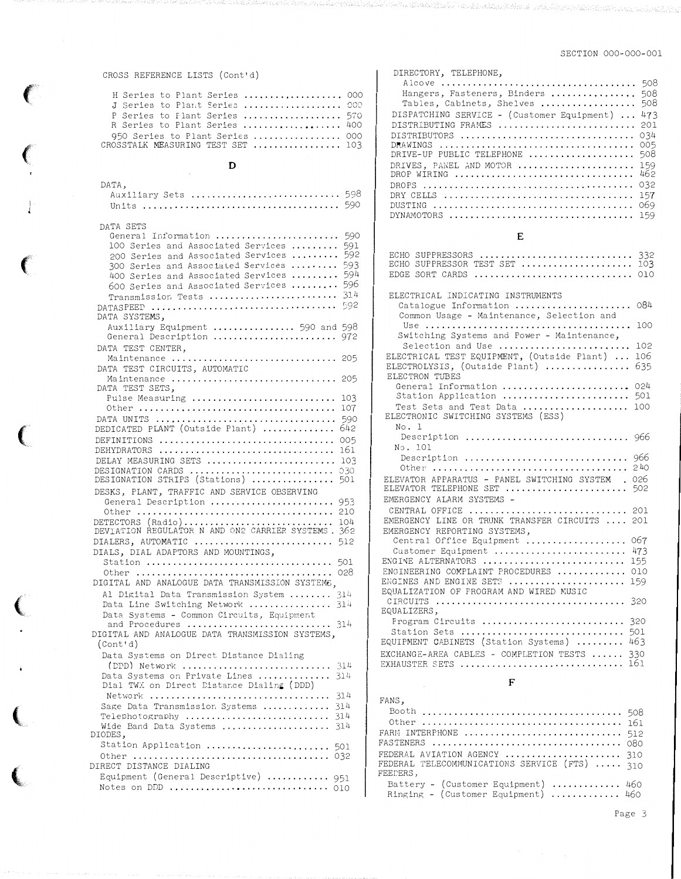CROSS REFERENCE LISTS (Cont'd)

- H Series to Plant Series .................. 000
- J Series to Plant Series .................. 000
- P Series to Plant Series .................. 570
- R Series to Plant Series .................. 400
- 950 Series to Plant Series ................ 000

CROSSTALK MEASURING TEST SET ................ 103

## D

DATA,
- Auxiliary Sets ............................ 598
- Units ..................................... 590

DATA SETS
- General Information ....................... 590
- 100 Series and Associated Services ......... 591
- 200 Series and Associated Services ......... 592
- 300 Series and Associated Services ......... 593
- 400 Series and Associated Services ......... 594
- 600 Series and Associated Services ......... 596
- Transmission Tests ........................ 314

DATASPEED ................................... 592

DATA SYSTEMS,
- Auxiliary Equipment ............... 590 and 598
- General Description ....................... 972

DATA TEST CENTER,
- Maintenance ............................... 205

DATA TEST CIRCUITS, AUTOMATIC
- Maintenance ............................... 205

DATA TEST SETS,
- Pulse Measuring ........................... 103
- Other ..................................... 107

DATA UNITS .................................. 590

DEDICATED PLANT (Outside Plant) ............. 642

DEFINITIONS ................................. 005

DEHYDRATORS ................................. 161

DELAY MEASURING SETS ........................ 103

DESIGNATION CARDS ........................... 030

DESIGNATION STRIPS (Stations) ............... 501

DESKS, PLANT, TRAFFIC AND SERVICE OBSERVING
- General Description ....................... 953
- Other ..................................... 210

DETECTORS (Radio)............................ 104

DEVIATION REGULATOR N AND ON2 CARRIER SYSTEMS . 362

DIALERS, AUTOMATIC .......................... 512

DIALS, DIAL ADAPTORS AND MOUNTINGS,
- Station ................................... 501
- Other ..................................... 028

DIGITAL AND ANALOGUE DATA TRANSMISSION SYSTEMS,
- A1 Digital Data Transmission System ........ 314
- Data Line Switching Network ............... 314
- Data Systems - Common Circuits, Equipment and Procedures ........................... 314

DIGITAL AND ANALOGUE DATA TRANSMISSION SYSTEMS, (Cont'd)
- Data Systems on Direct Distance Dialing (DDD) Network ............................ 314
- Data Systems on Private Lines ............. 314
- Dial TWX on Direct Distance Dialing (DDD) Network .................................. 314
- Sage Data Transmission Systems ............ 314
- Telephotography ........................... 314
- Wide Band Data Systems .................... 314

DIODES,
- Station Application ....................... 501
- Other ..................................... 032

DIRECT DISTANCE DIALING
- Equipment (General Descriptive) ............ 951
- Notes on DDD .............................. 010

DIRECTORY, TELEPHONE,
- Alcove .................................... 508
- Hangers, Fasteners, Binders ............... 508
- Tables, Cabinets, Shelves ................. 508

DISPATCHING SERVICE - (Customer Equipment) ... 473

DISTRIBUTING FRAMES ......................... 201

DISTRIBUTORS ................................ 034

DRAWINGS .................................... 005

DRIVE-UP PUBLIC TELEPHONE ................... 508

DRIVES, PANEL AND MOTOR ..................... 159

DROP WIRING ................................. 462

DROPS ....................................... 032

DRY CELLS ................................... 157

DUSTING ..................................... 069

DYNAMOTORS .................................. 159

## E

ECHO SUPPRESSORS ............................ 332

ECHO SUPPRESSOR TEST SET .................... 103

EDGE SORT CARDS ............................. 010

ELECTRICAL INDICATING INSTRUMENTS
- Catalogue Information ..................... 084
- Common Usage - Maintenance, Selection and Use ....................................... 100
- Switching Systems and Power - Maintenance, Selection and Use ........................ 102

ELECTRICAL TEST EQUIPMENT, (Outside Plant) ... 106

ELECTROLYSIS, (Outside Plant) ............... 635

ELECTRON TUBES
- General Information ....................... 024
- Station Application ....................... 501
- Test Sets and Test Data ................... 100

ELECTRONIC SWITCHING SYSTEMS (ESS)
- No. 1
  - Description ............................. 966
- No. 101
  - Description ............................. 966
  - Other ................................... 240

ELEVATOR APPARATUS - PANEL SWITCHING SYSTEM . 026

ELEVATOR TELEPHONE SET ...................... 502

EMERGENCY ALARM SYSTEMS -
- CENTRAL OFFICE ............................ 201

EMERGENCY LINE OR TRUNK TRANSFER CIRCUITS .... 201

EMERGENCY REPORTING SYSTEMS,
- Central Office Equipment .................. 067
- Customer Equipment ........................ 473

ENGINE ALTERNATORS .......................... 155

ENGINEERING COMPLAINT PROCEDURES ............ 010

ENGINES AND ENGINE SETS ..................... 159

EQUALIZATION OF PROGRAM AND WIRED MUSIC CIRCUITS ................................... 320

EQUALIZERS,
- Program Circuits .......................... 320
- Station Sets .............................. 501

EQUIPMENT CABINETS (Station Systems) ......... 463

EXCHANGE-AREA CABLES - COMPLETION TESTS ...... 330

EXHAUSTER SETS .............................. 161

## F

FANS,
- Booth ..................................... 508
- Other ..................................... 161

FARM INTERPHONE ............................. 512

FASTENERS ................................... 080

FEDERAL AVIATION AGENCY ..................... 310

FEDERAL TELECOMMUNICATIONS SERVICE (FTS) ..... 310

FEEDERS,
- Battery - (Customer Equipment) ............ 460
- Ringing - (Customer Equipment) ............ 460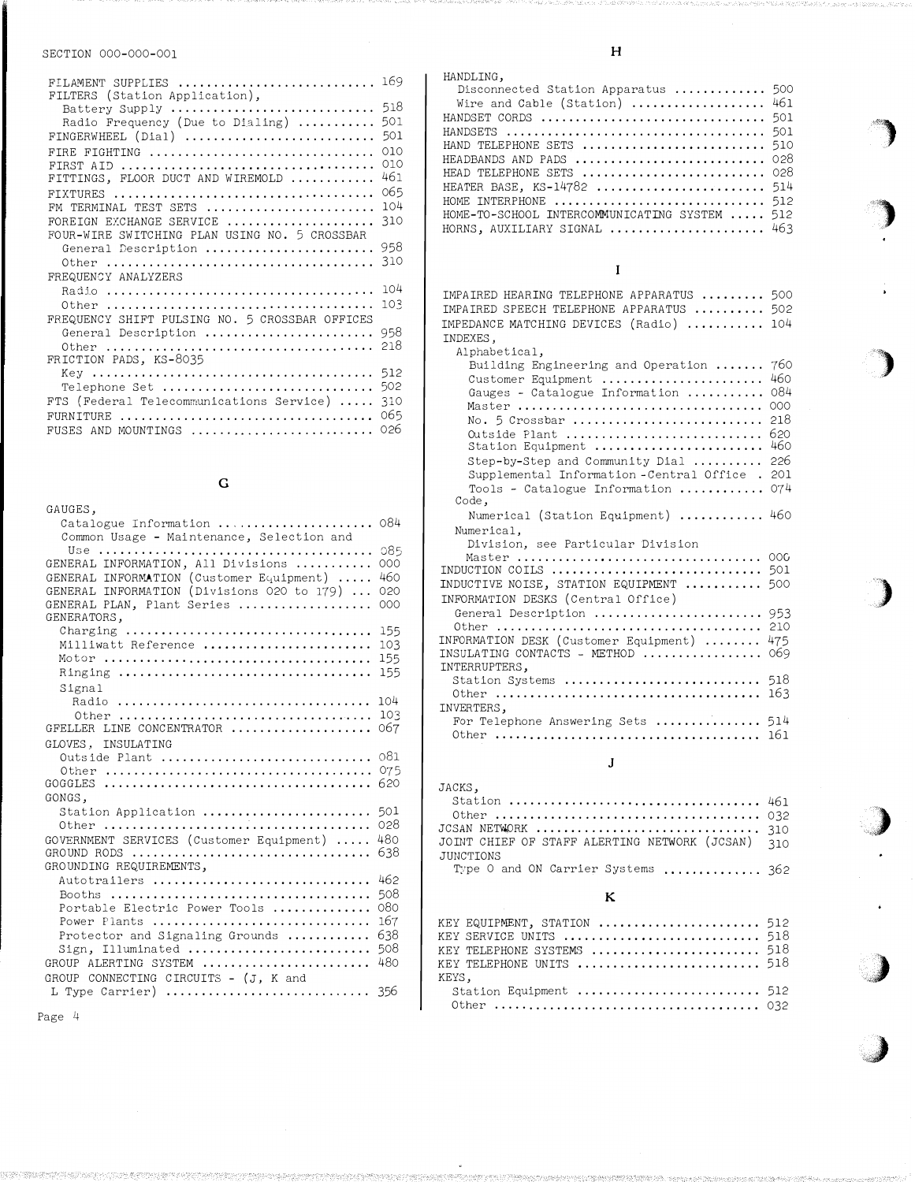FILAMENT SUPPLIES ........................... 169
FILTERS (Station Application),
  Battery Supply ............................ 518
  Radio Frequency (Due to Dialing) .......... 501
FINGERWHEEL (Dial) .......................... 501
FIRE FIGHTING ............................... 010
FIRST AID ................................... 010
FITTINGS, FLOOR DUCT AND WIREMOLD ........... 461
FIXTURES .................................... 065
FM TERMINAL TEST SETS ....................... 104
FOREIGN EXCHANGE SERVICE .................... 310
FOUR-WIRE SWITCHING PLAN USING NO. 5 CROSSBAR
  General Description ....................... 958
  Other ..................................... 310
FREQUENCY ANALYZERS
  Radio ..................................... 104
  Other ..................................... 103
FREQUENCY SHIFT PULSING NO. 5 CROSSBAR OFFICES
  General Description ....................... 958
  Other ..................................... 218
FRICTION PADS, KS-8035
  Key ....................................... 512
  Telephone Set ............................. 502
FTS (Federal Telecommunications Service) ..... 310
FURNITURE ................................... 065
FUSES AND MOUNTINGS ......................... 026

## G

GAUGES,
  Catalogue Information ..................... 084
  Common Usage - Maintenance, Selection and
  Use ....................................... 085
GENERAL INFORMATION, All Divisions .......... 000
GENERAL INFORMATION (Customer Equipment) ..... 460
GENERAL INFORMATION (Divisions 020 to 179) ... 020
GENERAL PLAN, Plant Series .................. 000
GENERATORS,
  Charging .................................. 155
  Milliwatt Reference ....................... 103
  Motor ..................................... 155
  Ringing ................................... 155
  Signal
    Radio ................................... 104
    Other ................................... 103
GFELLER LINE CONCENTRATOR ................... 067
GLOVES, INSULATING
  Outside Plant ............................. 081
  Other ..................................... 075
GOGGLES ..................................... 620
GONGS,
  Station Application ....................... 501
  Other ..................................... 028
GOVERNMENT SERVICES (Customer Equipment) ..... 480
GROUND RODS ................................. 638
GROUNDING REQUIREMENTS,
  Autotrailers .............................. 462
  Booths .................................... 508
  Portable Electric Power Tools ............. 080
  Power Plants .............................. 167
  Protector and Signaling Grounds ........... 638
  Sign, Illuminated ......................... 508
GROUP ALERTING SYSTEM ....................... 480
GROUP CONNECTING CIRCUITS - (J, K and
  L Type Carrier) ........................... 356

## H

HANDLING,
  Disconnected Station Apparatus ............ 500
  Wire and Cable (Station) .................. 461
HANDSET CORDS ............................... 501
HANDSETS .................................... 501
HAND TELEPHONE SETS ......................... 510
HEADBANDS AND PADS .......................... 028
HEAD TELEPHONE SETS ......................... 028
HEATER BASE, KS-14782 ....................... 514
HOME INTERPHONE ............................. 512
HOME-TO-SCHOOL INTERCOMMUNICATING SYSTEM ..... 512
HORNS, AUXILIARY SIGNAL ..................... 463

## I

IMPAIRED HEARING TELEPHONE APPARATUS ......... 500
IMPAIRED SPEECH TELEPHONE APPARATUS .......... 502
IMPEDANCE MATCHING DEVICES (Radio) ........... 104
INDEXES,
  Alphabetical,
    Building Engineering and Operation ...... 760
    Customer Equipment ...................... 460
    Gauges - Catalogue Information .......... 084
    Master .................................. 000
    No. 5 Crossbar .......................... 218
    Outside Plant ........................... 620
    Station Equipment ....................... 460
    Step-by-Step and Community Dial ......... 226
    Supplemental Information - Central Office . 201
    Tools - Catalogue Information ........... 074
  Code,
    Numerical (Station Equipment) ........... 460
  Numerical,
    Division, see Particular Division
    Master .................................. 000
INDUCTION COILS ............................. 501
INDUCTIVE NOISE, STATION EQUIPMENT ........... 500
INFORMATION DESKS (Central Office)
  General Description ....................... 953
  Other ..................................... 210
INFORMATION DESK (Customer Equipment) ........ 475
INSULATING CONTACTS - METHOD ................ 069
INTERRUPTERS,
  Station Systems ........................... 518
  Other ..................................... 163
INVERTERS,
  For Telephone Answering Sets .............. 514
  Other ..................................... 161

## J

JACKS,
  Station ................................... 461
  Other ..................................... 032
JCSAN NETWORK ............................... 310
JOINT CHIEF OF STAFF ALERTING NETWORK (JCSAN) 310
JUNCTIONS
  Type O and ON Carrier Systems ............. 362

## K

KEY EQUIPMENT, STATION ...................... 512
KEY SERVICE UNITS ........................... 518
KEY TELEPHONE SYSTEMS ....................... 518
KEY TELEPHONE UNITS ......................... 518
KEYS,
  Station Equipment ......................... 512
  Other ..................................... 032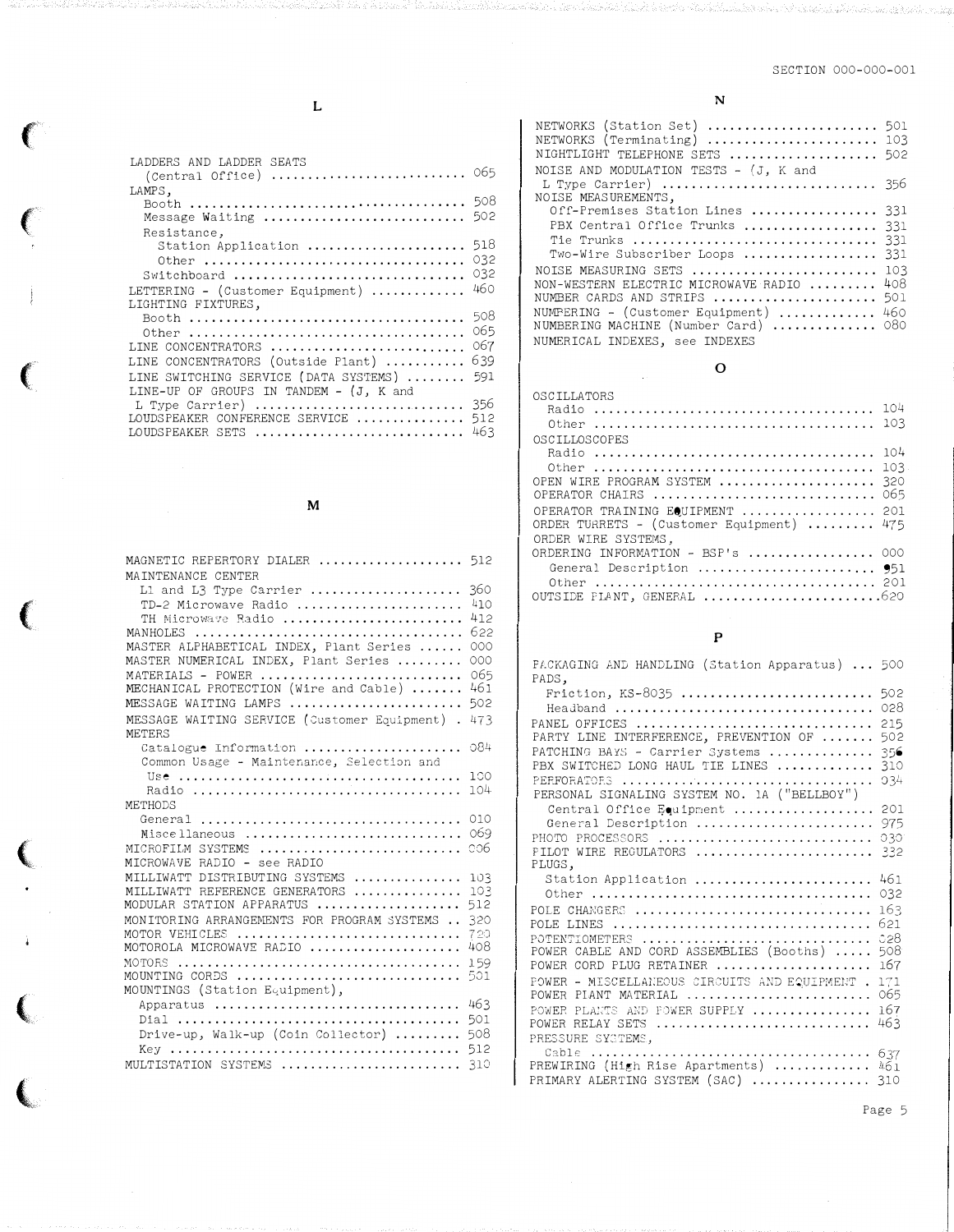## L

LADDERS AND LADDER SEATS
(Central Office) .......................... 065
LAMPS,
Booth .................................... 508
Message Waiting .......................... 502
Resistance,
Station Application ...................... 518
Other .................................... 032
Switchboard .............................. 032
LETTERING - (Customer Equipment) ............ 460
LIGHTING FIXTURES,
Booth .................................... 508
Other .................................... 065
LINE CONCENTRATORS .......................... 067
LINE CONCENTRATORS (Outside Plant) .......... 639
LINE SWITCHING SERVICE (DATA SYSTEMS) ........ 591
LINE-UP OF GROUPS IN TANDEM - (J, K and
L Type Carrier) ............................ 356
LOUDSPEAKER CONFERENCE SERVICE .............. 512
LOUDSPEAKER SETS ............................ 463

## M

MAGNETIC REPERTORY DIALER ................... 512
MAINTENANCE CENTER
L1 and L3 Type Carrier ................... 360
TD-2 Microwave Radio ..................... 410
TH Microwave Radio ....................... 412
MANHOLES .................................... 622
MASTER ALPHABETICAL INDEX, Plant Series ...... 000
MASTER NUMERICAL INDEX, Plant Series ......... 000
MATERIALS - POWER ........................... 065
MECHANICAL PROTECTION (Wire and Cable) ....... 461
MESSAGE WAITING LAMPS ....................... 502
MESSAGE WAITING SERVICE (Customer Equipment) . 473
METERS
Catalogue Information .................... 084
Common Usage - Maintenance, Selection and
Use ...................................... 100
Radio .................................... 104
METHODS
General .................................. 010
Miscellaneous ............................ 069
MICROFILM SYSTEMS ........................... 006
MICROWAVE RADIO - see RADIO
MILLIWATT DISTRIBUTING SYSTEMS .............. 103
MILLIWATT REFERENCE GENERATORS .............. 103
MODULAR STATION APPARATUS ................... 512
MONITORING ARRANGEMENTS FOR PROGRAM SYSTEMS .. 320
MOTOR VEHICLES .............................. 720
MOTOROLA MICROWAVE RADIO .................... 408
MOTORS ...................................... 159
MOUNTING CORDS .............................. 501
MOUNTINGS (Station Equipment),
Apparatus ................................ 463
Dial ..................................... 501
Drive-up, Walk-up (Coin Collector) ....... 508
Key ...................................... 512
MULTISTATION SYSTEMS ........................ 310

## N

NETWORKS (Station Set) ...................... 501
NETWORKS (Terminating) ...................... 103
NIGHTLIGHT TELEPHONE SETS ................... 502
NOISE AND MODULATION TESTS - (J, K and
L Type Carrier) ............................ 356
NOISE MEASUREMENTS,
Off-Premises Station Lines ............... 331
PBX Central Office Trunks ................ 331
Tie Trunks ............................... 331
Two-Wire Subscriber Loops ................ 331
NOISE MEASURING SETS ........................ 103
NON-WESTERN ELECTRIC MICROWAVE RADIO ........ 408
NUMBER CARDS AND STRIPS ..................... 501
NUMBERING - (Customer Equipment) ............ 460
NUMBERING MACHINE (Number Card) ............. 080
NUMERICAL INDEXES, see INDEXES

## O

OSCILLATORS
Radio .................................... 104
Other .................................... 103
OSCILLOSCOPES
Radio .................................... 104
Other .................................... 103
OPEN WIRE PROGRAM SYSTEM .................... 320
OPERATOR CHAIRS ............................. 065
OPERATOR TRAINING EQUIPMENT ................. 201
ORDER TURRETS - (Customer Equipment) ......... 475
ORDER WIRE SYSTEMS,
ORDERING INFORMATION - BSP's ................ 000
General Description ...................... 951
Other .................................... 201
OUTSIDE PLANT, GENERAL ...................... 620

## P

PACKAGING AND HANDLING (Station Apparatus) ... 500
PADS,
Friction, KS-8035 ........................ 502
Headband ................................. 028
PANEL OFFICES ............................... 215
PARTY LINE INTERFERENCE, PREVENTION OF ....... 502
PATCHING BAYS - Carrier Systems ............. 356
PBX SWITCHED LONG HAUL TIE LINES ............ 310
PERFORATORS ................................. 034
PERSONAL SIGNALING SYSTEM NO. 1A ("BELLBOY")
Central Office Equipment ................. 201
General Description ...................... 975
PHOTO PROCESSORS ............................ 030
PILOT WIRE REGULATORS ....................... 332
PLUGS,
Station Application ...................... 461
Other .................................... 032
POLE CHANGERS ............................... 163
POLE LINES .................................. 621
POTENTIOMETERS .............................. 028
POWER CABLE AND CORD ASSEMBLIES (Booths) ..... 508
POWER CORD PLUG RETAINER .................... 167
POWER - MISCELLANEOUS CIRCUITS AND EQUIPMENT . 171
POWER PLANT MATERIAL ........................ 065
POWER PLANTS AND POWER SUPPLY ............... 167
POWER RELAY SETS ............................ 463
PRESSURE SYSTEMS,
Cable .................................... 637
PREWIRING (High Rise Apartments) ............ 461
PRIMARY ALERTING SYSTEM (SAC) ............... 310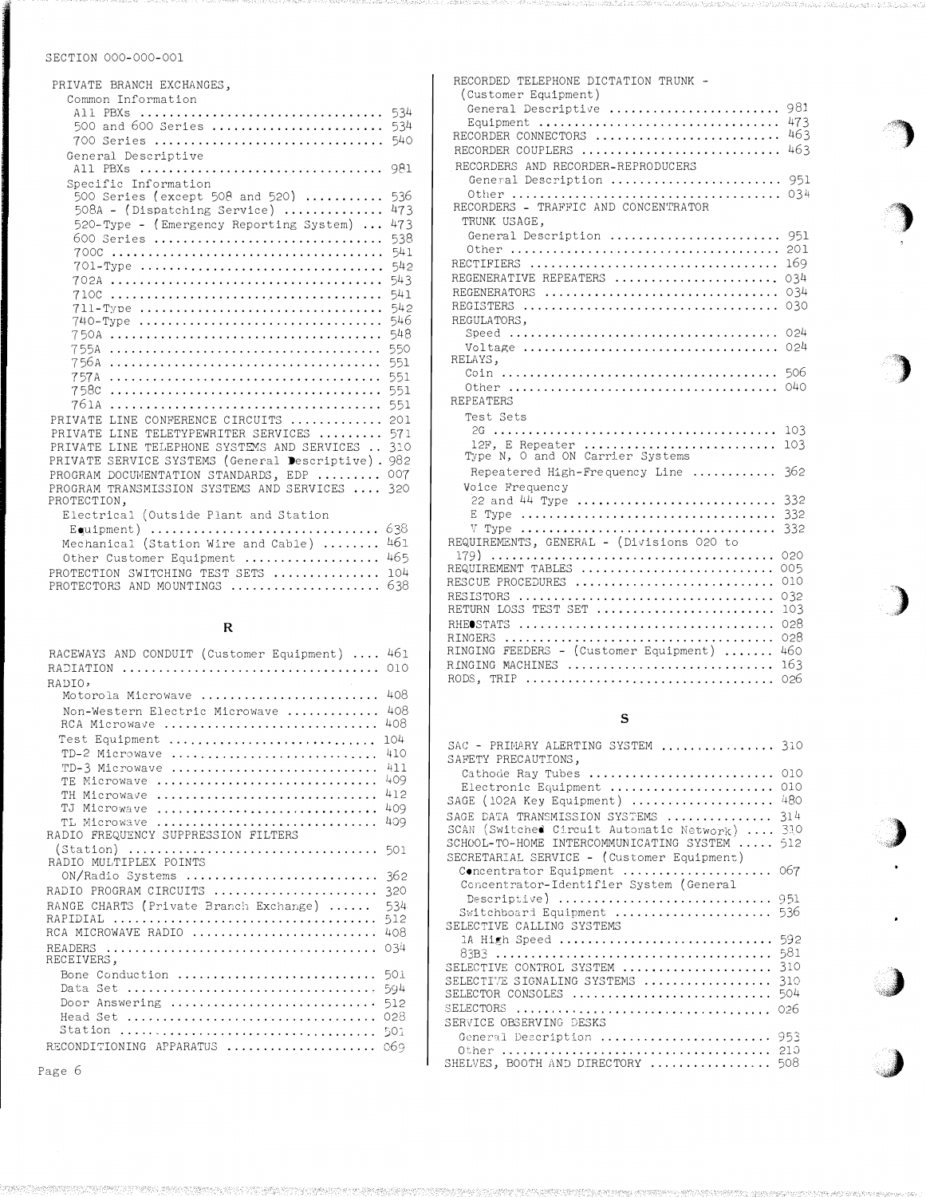PRIVATE BRANCH EXCHANGES,
- Common Information
  - All PBXs .................................. 534
  - 500 and 600 Series ........................ 534
  - 700 Series ................................ 540
- General Descriptive
  - All PBXs .................................. 981
- Specific Information
  - 500 Series (except 508 and 520) ........... 536
  - 508A - (Dispatching Service) .............. 473
  - 520-Type - (Emergency Reporting System) ... 473
  - 600 Series ................................ 538
  - 700C ...................................... 541
  - 701-Type .................................. 542
  - 702A ...................................... 543
  - 710C ...................................... 541
  - 711-Type .................................. 542
  - 740-Type .................................. 546
  - 750A ...................................... 548
  - 755A ...................................... 550
  - 756A ...................................... 551
  - 757A ...................................... 551
  - 758C ...................................... 551
  - 761A ...................................... 551

PRIVATE LINE CONFERENCE CIRCUITS ............ 201
PRIVATE LINE TELETYPEWRITER SERVICES ......... 571
PRIVATE LINE TELEPHONE SYSTEMS AND SERVICES .. 310
PRIVATE SERVICE SYSTEMS (General Descriptive) . 982
PROGRAM DOCUMENTATION STANDARDS, EDP ........ 007
PROGRAM TRANSMISSION SYSTEMS AND SERVICES .... 320
PROTECTION,
- Electrical (Outside Plant and Station Equipment) ............................ 638
- Mechanical (Station Wire and Cable) ........ 461
- Other Customer Equipment .................. 465

PROTECTION SWITCHING TEST SETS .............. 104
PROTECTORS AND MOUNTINGS .................... 638

## R

RACEWAYS AND CONDUIT (Customer Equipment) .... 461
RADIATION ................................... 010
RADIO,
- Motorola Microwave ......................... 408
- Non-Western Electric Microwave ............ 408
- RCA Microwave ............................. 408
- Test Equipment ............................ 104
- TD-2 Microwave ............................ 410
- TD-3 Microwave ............................ 411
- TE Microwave .............................. 409
- TH Microwave .............................. 412
- TJ Microwave .............................. 409
- TL Microwave .............................. 409

RADIO FREQUENCY SUPPRESSION FILTERS (Station) ................................... 501
RADIO MULTIPLEX POINTS
- ON/Radio Systems .......................... 362

RADIO PROGRAM CIRCUITS ...................... 320
RANGE CHARTS (Private Branch Exchange) ...... 534
RAPIDIAL .................................... 512
RCA MICROWAVE RADIO ......................... 408
READERS ..................................... 034
RECEIVERS,
- Bone Conduction ........................... 501
- Data Set .................................. 594
- Door Answering ............................ 512
- Head Set .................................. 028
- Station ................................... 501

RECONDITIONING APPARATUS .................... 069

RECORDED TELEPHONE DICTATION TRUNK - (Customer Equipment)
- General Descriptive ....................... 981
- Equipment ................................. 473

RECORDER CONNECTORS ......................... 463
RECORDER COUPLERS ........................... 463
RECORDERS AND RECORDER-REPRODUCERS
- General Description ....................... 951
- Other ..................................... 034

RECORDERS - TRAFFIC AND CONCENTRATOR TRUNK USAGE,
- General Description ....................... 951
- Other ..................................... 201

RECTIFIERS .................................. 169
REGENERATIVE REPEATERS ...................... 034
REGENERATORS ................................ 034
REGISTERS ................................... 030
REGULATORS,
- Speed ..................................... 024
- Voltage ................................... 024

RELAYS,
- Coin ...................................... 506
- Other ..................................... 040

REPEATERS
- Test Sets
  - 2G ........................................ 103
  - 12F, E Repeater ........................... 103
- Type N, O and ON Carrier Systems
  - Repeatered High-Frequency Line ............ 362
- Voice Frequency
  - 22 and 44 Type ............................ 332
  - E Type .................................... 332
  - V Type .................................... 332

REQUIREMENTS, GENERAL - (Divisions 020 to 179) ...................................... 020
REQUIREMENT TABLES .......................... 005
RESCUE PROCEDURES ........................... 010
RESISTORS ................................... 032
RETURN LOSS TEST SET ........................ 103
RHEOSTATS ................................... 028
RINGERS ..................................... 028
RINGING FEEDERS - (Customer Equipment) ....... 460
RINGING MACHINES ............................ 163
RODS, TRIP .................................. 026

## S

SAC - PRIMARY ALERTING SYSTEM ............... 310
SAFETY PRECAUTIONS,
- Cathode Ray Tubes ......................... 010
- Electronic Equipment ...................... 010

SAGE (102A Key Equipment) .................... 480
SAGE DATA TRANSMISSION SYSTEMS .............. 314
SCAN (Switched Circuit Automatic Network) .... 310
SCHOOL-TO-HOME INTERCOMMUNICATING SYSTEM ..... 512
SECRETARIAL SERVICE - (Customer Equipment)
- Concentrator Equipment .................... 067
- Concentrator-Identifier System (General Descriptive) ............................. 951
- Switchboard Equipment ..................... 536

SELECTIVE CALLING SYSTEMS
- 1A High Speed ............................. 592
- 83B3 ...................................... 581

SELECTIVE CONTROL SYSTEM .................... 310
SELECTIVE SIGNALING SYSTEMS ................. 310
SELECTOR CONSOLES ........................... 504
SELECTORS ................................... 026
SERVICE OBSERVING DESKS
- General Description ....................... 953
- Other ..................................... 210

SHELVES, BOOTH AND DIRECTORY ................ 508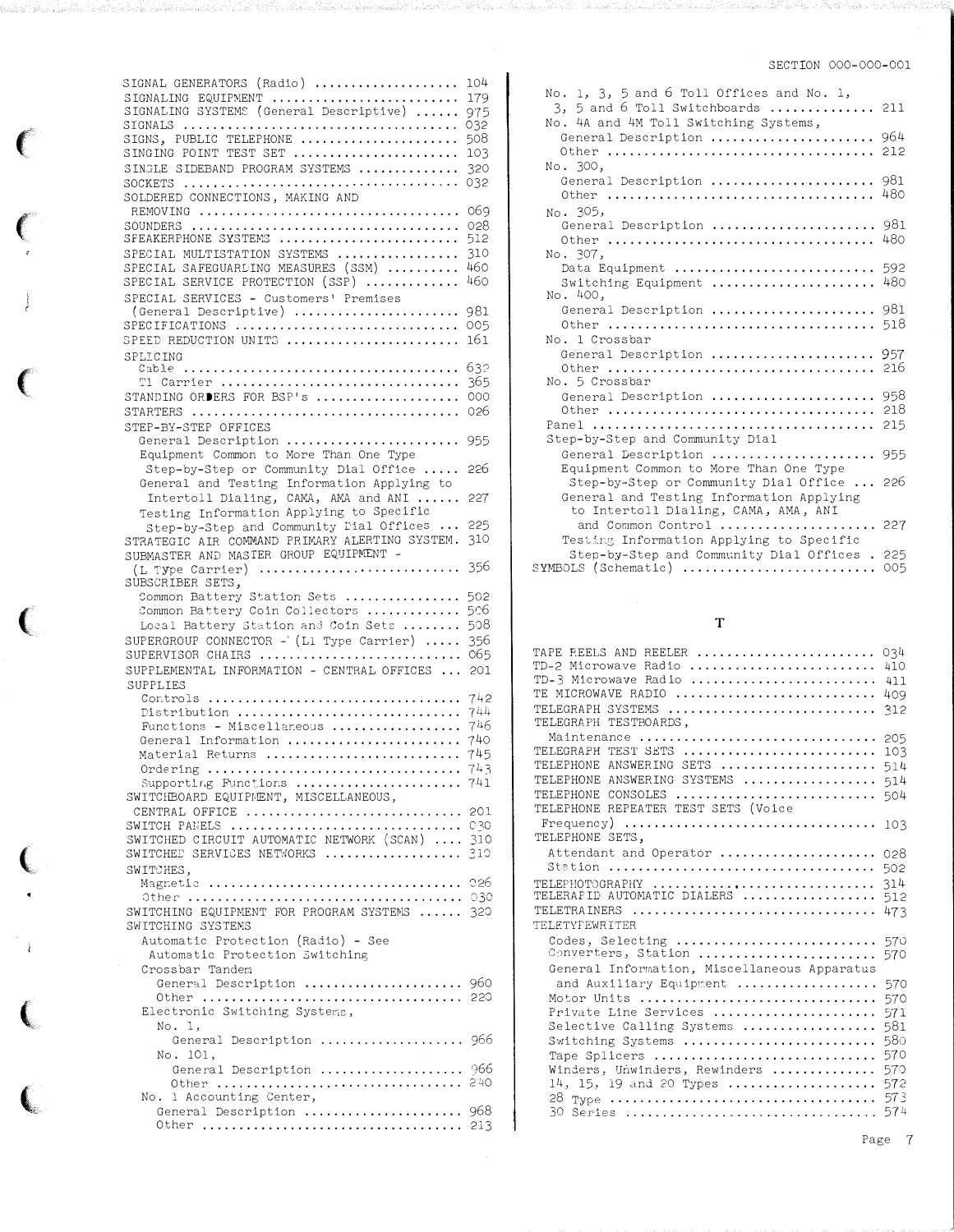SIGNAL GENERATORS (Radio) .................. 104
SIGNALING EQUIPMENT ........................ 179
SIGNALING SYSTEMS (General Descriptive) ...... 975
SIGNALS ........................................ 032
SIGNS, PUBLIC TELEPHONE ..................... 508
SINGING POINT TEST SET ...................... 103
SINGLE SIDEBAND PROGRAM SYSTEMS ............ 320
SOCKETS ........................................ 032
SOLDERED CONNECTIONS, MAKING AND
REMOVING ...................................... 069
SOUNDERS ....................................... 028
SPEAKERPHONE SYSTEMS ........................ 512
SPECIAL MULTISTATION SYSTEMS ............... 310
SPECIAL SAFEGUARDING MEASURES (SSM) ......... 460
SPECIAL SERVICE PROTECTION (SSP) ............ 460
SPECIAL SERVICES - Customers' Premises
(General Descriptive) ...................... 981
SPECIFICATIONS ................................ 005
SPEED REDUCTION UNITS ....................... 161
SPLICING
- Cable ........................................ 632
- T1 Carrier ................................... 365

STANDING ORDERS FOR BSP's ................... 000
STARTERS ....................................... 026
STEP-BY-STEP OFFICES
- General Description ........................ 955
- Equipment Common to More Than One Type Step-by-Step or Community Dial Office ..... 226
- General and Testing Information Applying to Intertoll Dialing, CAMA, AMA and ANI ...... 227
- Testing Information Applying to Specific Step-by-Step and Community Dial Offices ... 225

STRATEGIC AIR COMMAND PRIMARY ALERTING SYSTEM. 310
SUBMASTER AND MASTER GROUP EQUIPMENT -
(L Type Carrier) ........................... 356
SUBSCRIBER SETS,
- Common Battery Station Sets ............... 502
- Common Battery Coin Collectors ............ 506
- Local Battery Station and Coin Sets ........ 508

SUPERGROUP CONNECTOR - (L1 Type Carrier) ..... 356
SUPERVISOR CHAIRS ........................... 065
SUPPLEMENTAL INFORMATION - CENTRAL OFFICES ... 201
SUPPLIES
- Controls .................................... 742
- Distribution ................................ 744
- Functions - Miscellaneous ................. 746
- General Information ....................... 740
- Material Returns .......................... 745
- Ordering .................................... 743
- Supporting Functions ...................... 741

SWITCHBOARD EQUIPMENT, MISCELLANEOUS,
CENTRAL OFFICE ............................. 201
SWITCH PANELS ................................ 030
SWITCHED CIRCUIT AUTOMATIC NETWORK (SCAN) .... 310
SWITCHED SERVICES NETWORKS .................. 310
SWITCHES,
- Magnetic .................................... 026
- Other ........................................ 030

SWITCHING EQUIPMENT FOR PROGRAM SYSTEMS ...... 320
SWITCHING SYSTEMS
- Automatic Protection (Radio) - See Automatic Protection Switching
- Crossbar Tandem
  - General Description ..................... 960
  - Other ...................................... 220
- Electronic Switching Systems,
  - No. 1,
    - General Description .................. 966
  - No. 101,
    - General Description .................. 966
    - Other .................................. 240
- No. 1 Accounting Center,
  - General Description ..................... 968
  - Other ...................................... 213
- No. 1, 3, 5 and 6 Toll Offices and No. 1, 3, 5 and 6 Toll Switchboards ............. 211
- No. 4A and 4M Toll Switching Systems,
  - General Description ..................... 964
  - Other ...................................... 212
- No. 300,
  - General Description ..................... 981
  - Other ...................................... 480
- No. 305,
  - General Description ..................... 981
  - Other ...................................... 480
- No. 307,
  - Data Equipment .......................... 592
  - Switching Equipment ..................... 480
- No. 400,
  - General Description ..................... 981
  - Other ...................................... 518
- No. 1 Crossbar
  - General Description ..................... 957
  - Other ...................................... 216
- No. 5 Crossbar
  - General Description ..................... 958
  - Other ...................................... 218
- Panel ........................................ 215
- Step-by-Step and Community Dial
  - General Description ..................... 955
  - Equipment Common to More Than One Type Step-by-Step or Community Dial Office ... 226
  - General and Testing Information Applying to Intertoll Dialing, CAMA, AMA, ANI and Common Control ..................... 227
  - Testing Information Applying to Specific Step-by-Step and Community Dial Offices . 225

SYMBOLS (Schematic) ......................... 005

## T

TAPE REELS AND REELER ....................... 034
TD-2 Microwave Radio ........................ 410
TD-3 Microwave Radio ........................ 411
TE MICROWAVE RADIO .......................... 409
TELEGRAPH SYSTEMS ........................... 312
TELEGRAPH TESTBOARDS,
- Maintenance ................................. 205

TELEGRAPH TEST SETS ......................... 103
TELEPHONE ANSWERING SETS .................... 514
TELEPHONE ANSWERING SYSTEMS ................. 514
TELEPHONE CONSOLES .......................... 504
TELEPHONE REPEATER TEST SETS (Voice
Frequency) .................................. 103
TELEPHONE SETS,
- Attendant and Operator .................... 028
- Station ...................................... 502

TELEPHOTOGRAPHY ............................. 314
TELERAPID AUTOMATIC DIALERS ................. 512
TELETRAINERS ................................ 473
TELETYPEWRITER
- Codes, Selecting .......................... 570
- Converters, Station ....................... 570
- General Information, Miscellaneous Apparatus and Auxiliary Equipment .................. 570
- Motor Units ................................. 570
- Private Line Services ..................... 571
- Selective Calling Systems ................. 581
- Switching Systems ......................... 580
- Tape Splicers ............................. 570
- Winders, Unwinders, Rewinders ............ 570
- 14, 15, 19 and 20 Types .................. 572
- 28 Type ..................................... 573
- 30 Series ................................... 574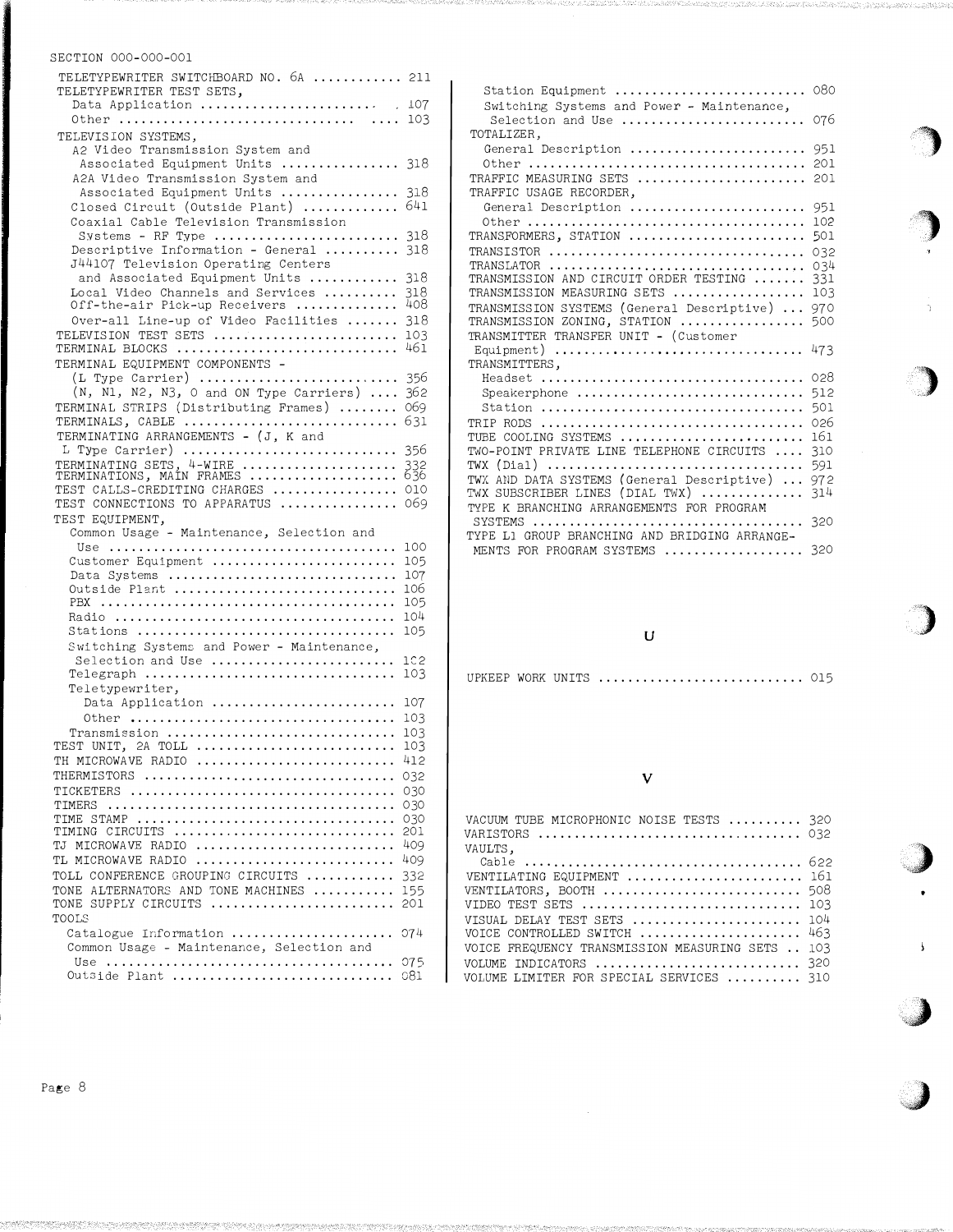TELETYPEWRITER SWITCHBOARD NO. 6A ........... 211
TELETYPEWRITER TEST SETS,
  Data Application ........................ 107
  Other ..................................... 103
TELEVISION SYSTEMS,
  A2 Video Transmission System and
    Associated Equipment Units ............... 318
  A2A Video Transmission System and
    Associated Equipment Units ............... 318
  Closed Circuit (Outside Plant) ............ 641
  Coaxial Cable Television Transmission
    Systems - RF Type ........................ 318
  Descriptive Information - General ......... 318
  J44107 Television Operating Centers
    and Associated Equipment Units ........... 318
  Local Video Channels and Services ......... 318
  Off-the-air Pick-up Receivers ............. 408
  Over-all Line-up of Video Facilities ...... 318
TELEVISION TEST SETS ........................ 103
TERMINAL BLOCKS ............................. 461
TERMINAL EQUIPMENT COMPONENTS -
  (L Type Carrier) .......................... 356
  (N, N1, N2, N3, O and ON Type Carriers) .... 362
TERMINAL STRIPS (Distributing Frames) ........ 069
TERMINALS, CABLE ............................ 631
TERMINATING ARRANGEMENTS - (J, K and
L Type Carrier) ............................. 356
TERMINATING SETS, 4-WIRE .................... 332
TERMINATIONS, MAIN FRAMES ................... 636
TEST CALLS-CREDITING CHARGES ................ 010
TEST CONNECTIONS TO APPARATUS ............... 069
TEST EQUIPMENT,
  Common Usage - Maintenance, Selection and
    Use ..................................... 100
  Customer Equipment ........................ 105
  Data Systems .............................. 107
  Outside Plant ............................. 106
  PBX ....................................... 105
  Radio ..................................... 104
  Stations .................................. 105
  Switching Systems and Power - Maintenance,
    Selection and Use ....................... 102
  Telegraph ................................. 103
  Teletypewriter,
    Data Application ........................ 107
    Other ................................... 103
  Transmission .............................. 103
TEST UNIT, 2A TOLL .......................... 103
TH MICROWAVE RADIO .......................... 412
THERMISTORS ................................. 032
TICKETERS ................................... 030
TIMERS ...................................... 030
TIME STAMP .................................. 030
TIMING CIRCUITS ............................. 201
TJ MICROWAVE RADIO .......................... 409
TL MICROWAVE RADIO .......................... 409
TOLL CONFERENCE GROUPING CIRCUITS ........... 332
TONE ALTERNATORS AND TONE MACHINES .......... 155
TONE SUPPLY CIRCUITS ........................ 201
TOOLS
  Catalogue Information ..................... 074
  Common Usage - Maintenance, Selection and
    Use ..................................... 075
  Outside Plant ............................. 081
  Station Equipment ......................... 080
  Switching Systems and Power - Maintenance,
    Selection and Use ....................... 076
TOTALIZER,
  General Description ....................... 951
  Other ..................................... 201
TRAFFIC MEASURING SETS ...................... 201
TRAFFIC USAGE RECORDER,
  General Description ....................... 951
  Other ..................................... 102
TRANSFORMERS, STATION ....................... 501
TRANSISTOR .................................. 032
TRANSLATOR .................................. 034
TRANSMISSION AND CIRCUIT ORDER TESTING ...... 331
TRANSMISSION MEASURING SETS ................. 103
TRANSMISSION SYSTEMS (General Descriptive) ... 970
TRANSMISSION ZONING, STATION ................ 500
TRANSMITTER TRANSFER UNIT - (Customer
Equipment) .................................. 473
TRANSMITTERS,
  Headset ................................... 028
  Speakerphone .............................. 512
  Station ................................... 501
TRIP RODS ................................... 026
TUBE COOLING SYSTEMS ........................ 161
TWO-POINT PRIVATE LINE TELEPHONE CIRCUITS .... 310
TWX (Dial) .................................. 591
TWX AND DATA SYSTEMS (General Descriptive) ... 972
TWX SUBSCRIBER LINES (DIAL TWX) ............. 314
TYPE K BRANCHING ARRANGEMENTS FOR PROGRAM
SYSTEMS ..................................... 320
TYPE L1 GROUP BRANCHING AND BRIDGING ARRANGE-
MENTS FOR PROGRAM SYSTEMS ................... 320

## U

UPKEEP WORK UNITS ........................... 015

## V

VACUUM TUBE MICROPHONIC NOISE TESTS .......... 320
VARISTORS ................................... 032
VAULTS,
  Cable ..................................... 622
VENTILATING EQUIPMENT ....................... 161
VENTILATORS, BOOTH .......................... 508
VIDEO TEST SETS ............................. 103
VISUAL DELAY TEST SETS ...................... 104
VOICE CONTROLLED SWITCH ..................... 463
VOICE FREQUENCY TRANSMISSION MEASURING SETS .. 103
VOLUME INDICATORS ........................... 320
VOLUME LIMITER FOR SPECIAL SERVICES .......... 310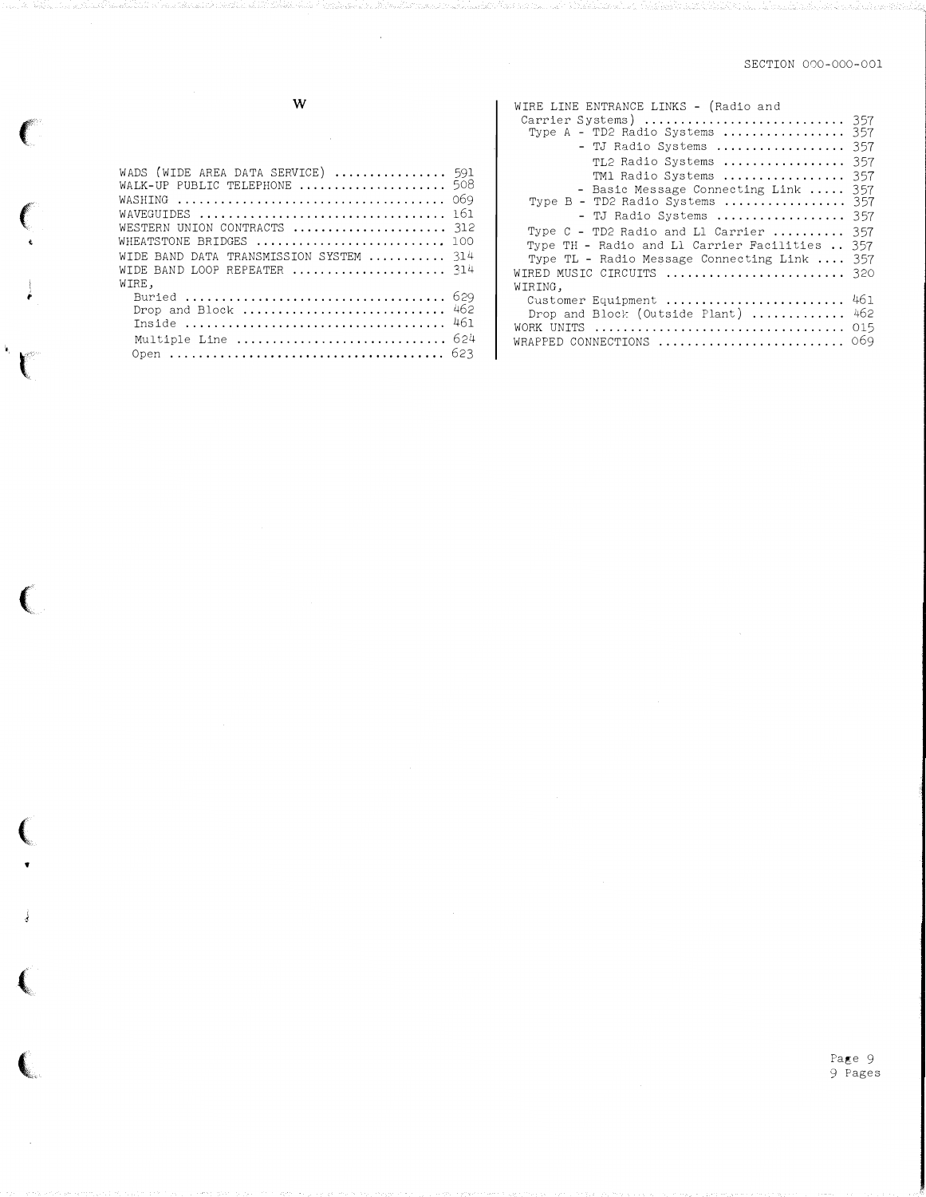## W

WADS (WIDE AREA DATA SERVICE) ............... 591
WALK-UP PUBLIC TELEPHONE .................... 508
WASHING ..................................... 069
WAVEGUIDES .................................. 161
WESTERN UNION CONTRACTS ..................... 312
WHEATSTONE BRIDGES .......................... 100
WIDE BAND DATA TRANSMISSION SYSTEM .......... 314
WIDE BAND LOOP REPEATER ..................... 314
WIRE,
- Buried .................................... 629
- Drop and Block ............................ 462
- Inside .................................... 461
- Multiple Line ............................. 624
- Open ...................................... 623

WIRE LINE ENTRANCE LINKS - (Radio and Carrier Systems) ........................... 357
- Type A - TD2 Radio Systems ................ 357
  - TJ Radio Systems ................. 357
  - TL2 Radio Systems ................ 357
  - TM1 Radio Systems ................ 357
  - Basic Message Connecting Link ..... 357
- Type B - TD2 Radio Systems ................ 357
  - TJ Radio Systems ................. 357
- Type C - TD2 Radio and L1 Carrier .......... 357
- Type TH - Radio and L1 Carrier Facilities .. 357
- Type TL - Radio Message Connecting Link .... 357

WIRED MUSIC CIRCUITS ........................ 320
WIRING,
- Customer Equipment ........................ 461
- Drop and Block (Outside Plant) ............ 462

WORK UNITS .................................. 015
WRAPPED CONNECTIONS ......................... 069